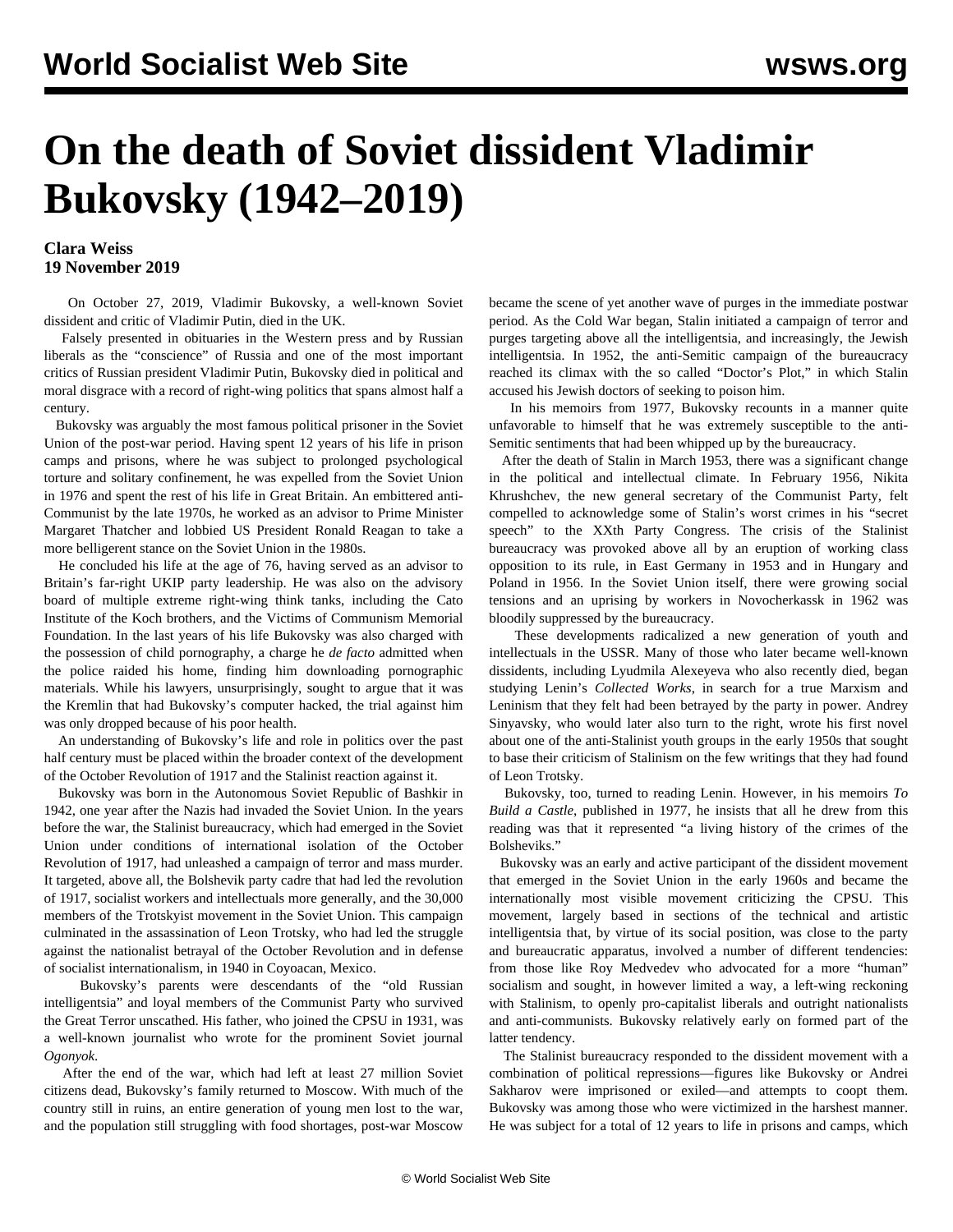# On the death of Soviet dissident Vladimir Bukovsky (1942–2019)

**Clara Weiss**
**19 November 2019**

On October 27, 2019, Vladimir Bukovsky, a well-known Soviet dissident and critic of Vladimir Putin, died in the UK.

Falsely presented in obituaries in the Western press and by Russian liberals as the "conscience" of Russia and one of the most important critics of Russian president Vladimir Putin, Bukovsky died in political and moral disgrace with a record of right-wing politics that spans almost half a century.

Bukovsky was arguably the most famous political prisoner in the Soviet Union of the post-war period. Having spent 12 years of his life in prison camps and prisons, where he was subject to prolonged psychological torture and solitary confinement, he was expelled from the Soviet Union in 1976 and spent the rest of his life in Great Britain. An embittered anti-Communist by the late 1970s, he worked as an advisor to Prime Minister Margaret Thatcher and lobbied US President Ronald Reagan to take a more belligerent stance on the Soviet Union in the 1980s.

He concluded his life at the age of 76, having served as an advisor to Britain's far-right UKIP party leadership. He was also on the advisory board of multiple extreme right-wing think tanks, including the Cato Institute of the Koch brothers, and the Victims of Communism Memorial Foundation. In the last years of his life Bukovsky was also charged with the possession of child pornography, a charge he *de facto* admitted when the police raided his home, finding him downloading pornographic materials. While his lawyers, unsurprisingly, sought to argue that it was the Kremlin that had Bukovsky's computer hacked, the trial against him was only dropped because of his poor health.

An understanding of Bukovsky's life and role in politics over the past half century must be placed within the broader context of the development of the October Revolution of 1917 and the Stalinist reaction against it.

Bukovsky was born in the Autonomous Soviet Republic of Bashkir in 1942, one year after the Nazis had invaded the Soviet Union. In the years before the war, the Stalinist bureaucracy, which had emerged in the Soviet Union under conditions of international isolation of the October Revolution of 1917, had unleashed a campaign of terror and mass murder. It targeted, above all, the Bolshevik party cadre that had led the revolution of 1917, socialist workers and intellectuals more generally, and the 30,000 members of the Trotskyist movement in the Soviet Union. This campaign culminated in the assassination of Leon Trotsky, who had led the struggle against the nationalist betrayal of the October Revolution and in defense of socialist internationalism, in 1940 in Coyoacan, Mexico.

Bukovsky's parents were descendants of the "old Russian intelligentsia" and loyal members of the Communist Party who survived the Great Terror unscathed. His father, who joined the CPSU in 1931, was a well-known journalist who wrote for the prominent Soviet journal *Ogonyok*.

After the end of the war, which had left at least 27 million Soviet citizens dead, Bukovsky's family returned to Moscow. With much of the country still in ruins, an entire generation of young men lost to the war, and the population still struggling with food shortages, post-war Moscow became the scene of yet another wave of purges in the immediate postwar period. As the Cold War began, Stalin initiated a campaign of terror and purges targeting above all the intelligentsia, and increasingly, the Jewish intelligentsia. In 1952, the anti-Semitic campaign of the bureaucracy reached its climax with the so called "Doctor's Plot," in which Stalin accused his Jewish doctors of seeking to poison him.

In his memoirs from 1977, Bukovsky recounts in a manner quite unfavorable to himself that he was extremely susceptible to the anti-Semitic sentiments that had been whipped up by the bureaucracy.

After the death of Stalin in March 1953, there was a significant change in the political and intellectual climate. In February 1956, Nikita Khrushchev, the new general secretary of the Communist Party, felt compelled to acknowledge some of Stalin's worst crimes in his "secret speech" to the XXth Party Congress. The crisis of the Stalinist bureaucracy was provoked above all by an eruption of working class opposition to its rule, in East Germany in 1953 and in Hungary and Poland in 1956. In the Soviet Union itself, there were growing social tensions and an uprising by workers in Novocherkassk in 1962 was bloodily suppressed by the bureaucracy.

These developments radicalized a new generation of youth and intellectuals in the USSR. Many of those who later became well-known dissidents, including Lyudmila Alexeyeva who also recently died, began studying Lenin's *Collected Works*, in search for a true Marxism and Leninism that they felt had been betrayed by the party in power. Andrey Sinyavsky, who would later also turn to the right, wrote his first novel about one of the anti-Stalinist youth groups in the early 1950s that sought to base their criticism of Stalinism on the few writings that they had found of Leon Trotsky.

Bukovsky, too, turned to reading Lenin. However, in his memoirs *To Build a Castle*, published in 1977, he insists that all he drew from this reading was that it represented "a living history of the crimes of the Bolsheviks."

Bukovsky was an early and active participant of the dissident movement that emerged in the Soviet Union in the early 1960s and became the internationally most visible movement criticizing the CPSU. This movement, largely based in sections of the technical and artistic intelligentsia that, by virtue of its social position, was close to the party and bureaucratic apparatus, involved a number of different tendencies: from those like Roy Medvedev who advocated for a more "human" socialism and sought, in however limited a way, a left-wing reckoning with Stalinism, to openly pro-capitalist liberals and outright nationalists and anti-communists. Bukovsky relatively early on formed part of the latter tendency.

The Stalinist bureaucracy responded to the dissident movement with a combination of political repressions—figures like Bukovsky or Andrei Sakharov were imprisoned or exiled—and attempts to coopt them. Bukovsky was among those who were victimized in the harshest manner. He was subject for a total of 12 years to life in prisons and camps, which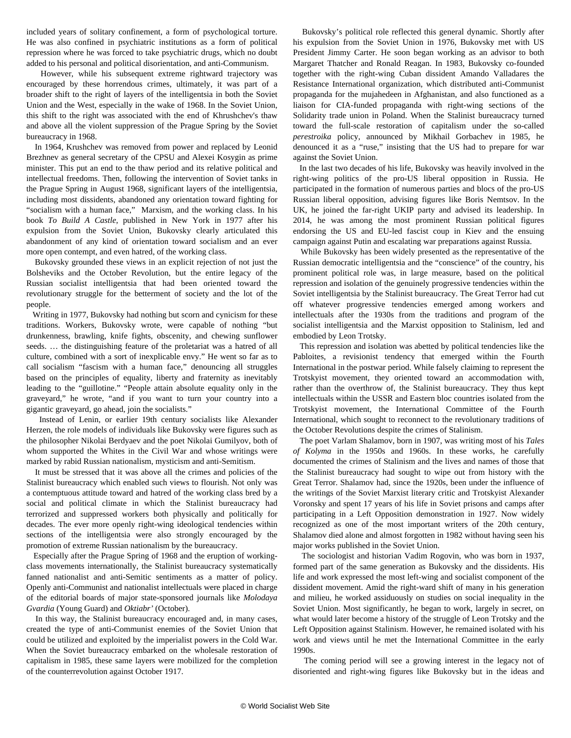included years of solitary confinement, a form of psychological torture. He was also confined in psychiatric institutions as a form of political repression where he was forced to take psychiatric drugs, which no doubt added to his personal and political disorientation, and anti-Communism.

However, while his subsequent extreme rightward trajectory was encouraged by these horrendous crimes, ultimately, it was part of a broader shift to the right of layers of the intelligentsia in both the Soviet Union and the West, especially in the wake of 1968. In the Soviet Union, this shift to the right was associated with the end of Khrushchev's thaw and above all the violent suppression of the Prague Spring by the Soviet bureaucracy in 1968.

In 1964, Krushchev was removed from power and replaced by Leonid Brezhnev as general secretary of the CPSU and Alexei Kosygin as prime minister. This put an end to the thaw period and its relative political and intellectual freedoms. Then, following the intervention of Soviet tanks in the Prague Spring in August 1968, significant layers of the intelligentsia, including most dissidents, abandoned any orientation toward fighting for "socialism with a human face," Marxism, and the working class. In his book *To Build A Castle,* published in New York in 1977 after his expulsion from the Soviet Union, Bukovsky clearly articulated this abandonment of any kind of orientation toward socialism and an ever more open contempt, and even hatred, of the working class.

Bukovsky grounded these views in an explicit rejection of not just the Bolsheviks and the October Revolution, but the entire legacy of the Russian socialist intelligentsia that had been oriented toward the revolutionary struggle for the betterment of society and the lot of the people.

Writing in 1977, Bukovsky had nothing but scorn and cynicism for these traditions. Workers, Bukovsky wrote, were capable of nothing "but drunkenness, brawling, knife fights, obscenity, and chewing sunflower seeds. … the distinguishing feature of the proletariat was a hatred of all culture, combined with a sort of inexplicable envy." He went so far as to call socialism "fascism with a human face," denouncing all struggles based on the principles of equality, liberty and fraternity as inevitably leading to the "guillotine." "People attain absolute equality only in the graveyard," he wrote, "and if you want to turn your country into a gigantic graveyard, go ahead, join the socialists."

Instead of Lenin, or earlier 19th century socialists like Alexander Herzen, the role models of individuals like Bukovsky were figures such as the philosopher Nikolai Berdyaev and the poet Nikolai Gumilyov, both of whom supported the Whites in the Civil War and whose writings were marked by rabid Russian nationalism, mysticism and anti-Semitism.

It must be stressed that it was above all the crimes and policies of the Stalinist bureaucracy which enabled such views to flourish. Not only was a contemptuous attitude toward and hatred of the working class bred by a social and political climate in which the Stalinist bureaucracy had terrorized and suppressed workers both physically and politically for decades. The ever more openly right-wing ideological tendencies within sections of the intelligentsia were also strongly encouraged by the promotion of extreme Russian nationalism by the bureaucracy.

Especially after the Prague Spring of 1968 and the eruption of working-class movements internationally, the Stalinist bureaucracy systematically fanned nationalist and anti-Semitic sentiments as a matter of policy. Openly anti-Communist and nationalist intellectuals were placed in charge of the editorial boards of major state-sponsored journals like *Molodaya Gvardia* (Young Guard) and *Oktiabr'* (October).

In this way, the Stalinist bureaucracy encouraged and, in many cases, created the type of anti-Communist enemies of the Soviet Union that could be utilized and exploited by the imperialist powers in the Cold War. When the Soviet bureaucracy embarked on the wholesale restoration of capitalism in 1985, these same layers were mobilized for the completion of the counterrevolution against October 1917.

Bukovsky's political role reflected this general dynamic. Shortly after his expulsion from the Soviet Union in 1976, Bukovsky met with US President Jimmy Carter. He soon began working as an advisor to both Margaret Thatcher and Ronald Reagan. In 1983, Bukovsky co-founded together with the right-wing Cuban dissident Amando Valladares the Resistance International organization, which distributed anti-Communist propaganda for the mujahedeen in Afghanistan, and also functioned as a liaison for CIA-funded propaganda with right-wing sections of the Solidarity trade union in Poland. When the Stalinist bureaucracy turned toward the full-scale restoration of capitalism under the so-called *perestroika* policy, announced by Mikhail Gorbachev in 1985, he denounced it as a "ruse," insisting that the US had to prepare for war against the Soviet Union.

In the last two decades of his life, Bukovsky was heavily involved in the right-wing politics of the pro-US liberal opposition in Russia. He participated in the formation of numerous parties and blocs of the pro-US Russian liberal opposition, advising figures like Boris Nemtsov. In the UK, he joined the far-right UKIP party and advised its leadership. In 2014, he was among the most prominent Russian political figures endorsing the US and EU-led fascist coup in Kiev and the ensuing campaign against Putin and escalating war preparations against Russia.

While Bukovsky has been widely presented as the representative of the Russian democratic intelligentsia and the "conscience" of the country, his prominent political role was, in large measure, based on the political repression and isolation of the genuinely progressive tendencies within the Soviet intelligentsia by the Stalinist bureaucracy. The Great Terror had cut off whatever progressive tendencies emerged among workers and intellectuals after the 1930s from the traditions and program of the socialist intelligentsia and the Marxist opposition to Stalinism, led and embodied by Leon Trotsky.

This repression and isolation was abetted by political tendencies like the Pabloites, a revisionist tendency that emerged within the Fourth International in the postwar period. While falsely claiming to represent the Trotskyist movement, they oriented toward an accommodation with, rather than the overthrow of, the Stalinist bureaucracy. They thus kept intellectuals within the USSR and Eastern bloc countries isolated from the Trotskyist movement, the International Committee of the Fourth International, which sought to reconnect to the revolutionary traditions of the October Revolutions despite the crimes of Stalinism.

The poet Varlam Shalamov, born in 1907, was writing most of his *Tales of Kolyma* in the 1950s and 1960s. In these works, he carefully documented the crimes of Stalinism and the lives and names of those that the Stalinist bureaucracy had sought to wipe out from history with the Great Terror. Shalamov had, since the 1920s, been under the influence of the writings of the Soviet Marxist literary critic and Trotskyist Alexander Voronsky and spent 17 years of his life in Soviet prisons and camps after participating in a Left Opposition demonstration in 1927. Now widely recognized as one of the most important writers of the 20th century, Shalamov died alone and almost forgotten in 1982 without having seen his major works published in the Soviet Union.

The sociologist and historian Vadim Rogovin, who was born in 1937, formed part of the same generation as Bukovsky and the dissidents. His life and work expressed the most left-wing and socialist component of the dissident movement. Amid the right-ward shift of many in his generation and milieu, he worked assiduously on studies on social inequality in the Soviet Union. Most significantly, he began to work, largely in secret, on what would later become a history of the struggle of Leon Trotsky and the Left Opposition against Stalinism. However, he remained isolated with his work and views until he met the International Committee in the early 1990s.

The coming period will see a growing interest in the legacy not of disoriented and right-wing figures like Bukovsky but in the ideas and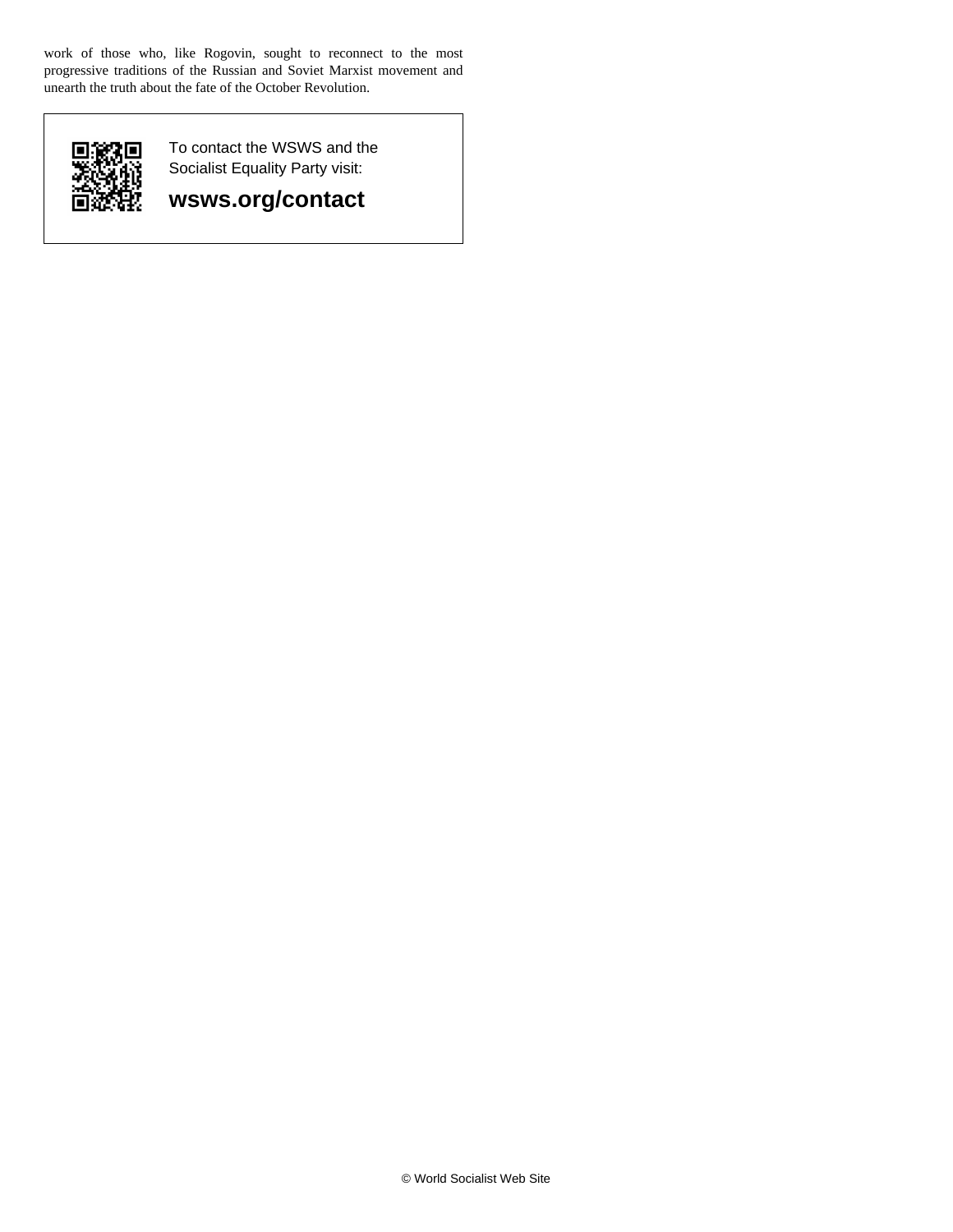work of those who, like Rogovin, sought to reconnect to the most progressive traditions of the Russian and Soviet Marxist movement and unearth the truth about the fate of the October Revolution.

To contact the WSWS and the Socialist Equality Party visit:

**wsws.org/contact**

© World Socialist Web Site